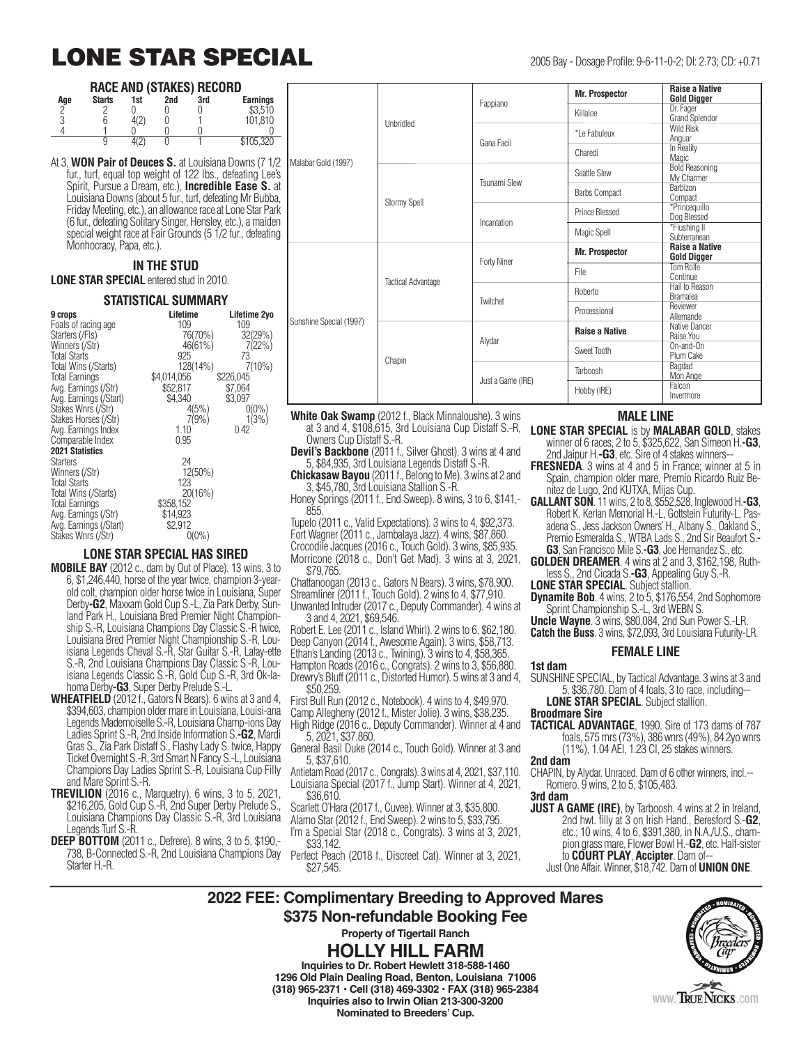# LONE STAR SPECIAL

2005 Bay - Dosage Profile: 9-6-11-0-2; DI: 2.73; CD: +0.71

### RACE AND (STAKES) RECORD

| Age | Starts | 1st | 2nd | 3rd | Earnings |
|---|---|---|---|---|---|
| 2 | 2 | 0 | 0 | 0 | $3,510 |
| 3 | 6 | 4(2) | 0 | 1 | 101,810 |
| 4 | 1 | 0 | 0 | 0 | 0 |
| | 9 | 4(2) | 0 | 1 | $105,320 |

At 3, **WON Pair of Deuces S.** at Louisiana Downs (7 1/2 fur., turf, equal top weight of 122 lbs., defeating Lee's Spirit, Pursue a Dream, etc.), **Incredible Ease S.** at Louisiana Downs (about 5 fur., turf, defeating Mr Bubba, Friday Meeting, etc.), an allowance race at Lone Star Park (6 fur., defeating Solitary Singer, Hensley, etc.), a maiden special weight race at Fair Grounds (5 1/2 fur., defeating Monhocracy, Papa, etc.).

| | | | | |
|---|---|---|---|---|
| Malabar Gold (1997) | Unbridled | Fappiano | **Mr. Prospector** | **Raise a Native**, **Gold Digger** |
| | | | Killaloe | Dr. Fager, Grand Splendor |
| | | Gana Facil | *Le Fabuleux | Wild Risk, Anguar |
| | | | Charedi | In Reality, Magic |
| | Stormy Spell | Tsunami Slew | Seattle Slew | Bold Reasoning, My Charmer |
| | | | Barbs Compact | Barbizon, Compact |
| | | Incantation | Prince Blessed | *Princequillo, Dog Blessed |
| | | | Magic Spell | *Flushing II, Subterranean |
| Sunshine Special (1997) | Tactical Advantage | Forty Niner | **Mr. Prospector** | **Raise a Native**, **Gold Digger** |
| | | | File | Tom Rolfe, Continue |
| | | Twitchet | Roberto | Hail to Reason, Bramalea |
| | | | Processional | Reviewer, Allemande |
| | Chapin | Alydar | **Raise a Native** | Native Dancer, Raise You |
| | | | Sweet Tooth | On-and-On, Plum Cake |
| | | Just a Game (IRE) | Tarboosh | Bagdad, Mon Ange |
| | | | Hobby (IRE) | Falcon, Invermore |

### IN THE STUD

**LONE STAR SPECIAL** entered stud in 2010.

### STATISTICAL SUMMARY

| 9 crops | Lifetime | Lifetime 2yo |
|---|---|---|
| Foals of racing age | 109 | 109 |
| Starters (/Fls) | 76(70%) | 32(29%) |
| Winners (/Str) | 46(61%) | 7(22%) |
| Total Starts | 925 | 73 |
| Total Wins (/Starts) | 128(14%) | 7(10%) |
| Total Earnings | $4,014,056 | $226,045 |
| Avg. Earnings (/Str) | $52,817 | $7,064 |
| Avg. Earnings (/Start) | $4,340 | $3,097 |
| Stakes Wnrs (/Str) | 4(5%) | 0(0%) |
| Stakes Horses (/Str) | 7(9%) | 1(3%) |
| Avg. Earnings Index | 1.10 | 0.42 |
| Comparable Index | 0.95 | |
| **2021 Statistics** | | |
| Starters | 24 | |
| Winners (/Str) | 12(50%) | |
| Total Starts | 123 | |
| Total Wins (/Starts) | 20(16%) | |
| Total Earnings | $358,152 | |
| Avg. Earnings (/Str) | $14,923 | |
| Avg. Earnings (/Start) | $2,912 | |
| Stakes Wnrs (/Str) | 0(0%) | |

### LONE STAR SPECIAL HAS SIRED

**MOBILE BAY** (2012 c., dam by Out of Place). 13 wins, 3 to 6, $1,246,440, horse of the year twice, champion 3-year-old colt, champion older horse twice in Louisiana, Super Derby**-G2**, Maxxam Gold Cup S.-L, Zia Park Derby, Sunland Park H., Louisiana Bred Premier Night Championship S.-R, Louisiana Champions Day Classic S.-R twice, Louisiana Bred Premier Night Championship S.-R, Louisiana Legends Cheval S.-R, Star Guitar S.-R, Lafay-ette S.-R, 2nd Louisiana Champions Day Classic S.-R, Louisiana Legends Classic S.-R, Gold Cup S.-R, 3rd Oklahoma Derby**-G3**, Super Derby Prelude S.-L.

**WHEATFIELD** (2012 f., Gators N Bears). 6 wins at 3 and 4, $394,603, champion older mare in Louisiana, Louisiana Legends Mademoiselle S.-R, Louisiana Champ-ions Day Ladies Sprint S.-R, 2nd Inside Information S.**-G2**, Mardi Gras S., Zia Park Distaff S., Flashy Lady S. twice, Happy Ticket Overnight S.-R, 3rd Smart N Fancy S.-L, Louisiana Champions Day Ladies Sprint S.-R, Louisiana Cup Filly and Mare Sprint S.-R.

**TREVILION** (2016 c., Marquetry). 6 wins, 3 to 5, 2021, $216,205, Gold Cup S.-R, 2nd Super Derby Prelude S., Louisiana Champions Day Classic S.-R, 3rd Louisiana Legends Turf S.-R.

**DEEP BOTTOM** (2011 c., Defrere). 8 wins, 3 to 5, $190,-738, B-Connected S.-R, 2nd Louisiana Champions Day Starter H.-R.

**White Oak Swamp** (2012 f., Black Minnaloushe). 3 wins at 3 and 4, $108,615, 3rd Louisiana Cup Distaff S.-R, Owners Cup Distaff S.-R.

**Devil's Backbone** (2011 f., Silver Ghost). 3 wins at 4 and 5, $84,935, 3rd Louisiana Legends Distaff S.-R.

**Chickasaw Bayou** (2011 f., Belong to Me). 3 wins at 2 and 3, $45,780, 3rd Louisiana Stallion S.-R.

Honey Springs (2011 f., End Sweep). 8 wins, 3 to 6, $141,-855.

Tupelo (2011 c., Valid Expectations). 3 wins to 4, $92,373.

Fort Wagner (2011 c., Jambalaya Jazz). 4 wins, $87,860.

Crocodile Jacques (2016 c., Touch Gold). 3 wins, $85,935.

Morricone (2018 c., Don't Get Mad). 3 wins at 3, 2021, $79,765.

Chattanoogan (2013 c., Gators N Bears). 3 wins, $78,900.

Streamliner (2011 f., Touch Gold). 2 wins to 4, $77,910.

Unwanted Intruder (2017 c., Deputy Commander). 4 wins at 3 and 4, 2021, $69,546.

Robert E. Lee (2011 c., Island Whirl). 2 wins to 6, $62,180.

Deep Canyon (2014 f., Awesome Again). 3 wins, $58,713.

Ethan's Landing (2013 c., Twining). 3 wins to 4, $58,365.

Hampton Roads (2016 c., Congrats). 2 wins to 3, $56,880.

Drewry's Bluff (2011 c., Distorted Humor). 5 wins at 3 and 4, $50,259.

First Bull Run (2012 c., Notebook). 4 wins to 4, $49,970.

Camp Allegheny (2012 f., Mister Jolie). 3 wins, $38,235.

High Ridge (2016 c., Deputy Commander). Winner at 4 and 5, 2021, $37,860.

General Basil Duke (2014 c., Touch Gold). Winner at 3 and 5, $37,610.

Antietam Road (2017 c., Congrats). 3 wins at 4, 2021, $37,110.

Louisiana Special (2017 f., Jump Start). Winner at 4, 2021, $36,610.

Scarlett O'Hara (2017 f., Cuvee). Winner at 3, $35,800.

Alamo Star (2012 f., End Sweep). 2 wins to 5, $33,795.

I'm a Special Star (2018 c., Congrats). 3 wins at 3, 2021, $33,142.

Perfect Peach (2018 f., Discreet Cat). Winner at 3, 2021, $27,545.

### MALE LINE

**LONE STAR SPECIAL** is by **MALABAR GOLD**, stakes winner of 6 races, 2 to 5, $325,622, San Simeon H.**-G3**, 2nd Jaipur H.**-G3**, etc. Sire of 4 stakes winners--

**FRESNEDA**. 3 wins at 4 and 5 in France; winner at 5 in Spain, champion older mare, Premio Ricardo Ruiz Benítez de Lugo, 2nd KUTXA, Mijas Cup.

**GALLANT SON**. 11 wins, 2 to 8, $552,528, Inglewood H.**-G3**, Robert K. Kerlan Memorial H.-L, Gottstein Futurity-L, Pasadena S., Jess Jackson Owners' H., Albany S., Oakland S., Premio Esmeralda S., WTBA Lads S., 2nd Sir Beaufort S.**-G3**, San Francisco Mile S.**-G3**, Joe Hernandez S., etc.

**GOLDEN DREAMER**. 4 wins at 2 and 3, $162,198, Ruthless S., 2nd Cicada S.**-G3**, Appealing Guy S.-R.

**LONE STAR SPECIAL**. Subject stallion.

**Dynamite Bob**. 4 wins, 2 to 5, $176,554, 2nd Sophomore Sprint Championship S.-L, 3rd WEBN S.

**Uncle Wayne**. 3 wins, $80,084, 2nd Sun Power S.-LR.

**Catch the Buss**. 3 wins, $72,093, 3rd Louisiana Futurity-LR.

### FEMALE LINE

**1st dam**

SUNSHINE SPECIAL, by Tactical Advantage. 3 wins at 3 and 5, $36,780. Dam of 4 foals, 3 to race, including--

**LONE STAR SPECIAL**. Subject stallion.

**Broodmare Sire**

**TACTICAL ADVANTAGE**, 1990. Sire of 173 dams of 787 foals, 575 rnrs (73%), 386 wnrs (49%), 84 2yo wnrs (11%), 1.04 AEI, 1.23 CI, 25 stakes winners.

**2nd dam**

CHAPIN, by Alydar. Unraced. Dam of 6 other winners, incl.--

Romero. 9 wins, 2 to 5, $105,483.

**3rd dam**

**JUST A GAME (IRE)**, by Tarboosh. 4 wins at 2 in Ireland, 2nd hwt. filly at 3 on Irish Hand., Beresford S.**-G2**, etc.; 10 wins, 4 to 6, $391,380, in N.A./U.S., champion grass mare, Flower Bowl H.**-G2**, etc. Half-sister to **COURT PLAY**, **Accipter**. Dam of--

Just One Affair. Winner, $18,742. Dam of **UNION ONE**.

## 2022 FEE: Complimentary Breeding to Approved Mares

## $375 Non-refundable Booking Fee

**Property of Tigertail Ranch**

## HOLLY HILL FARM

**Inquiries to Dr. Robert Hewlett 318-588-1460**
**1296 Old Plain Dealing Road, Benton, Louisiana 71006**
**(318) 965-2371 • Cell (318) 469-3302 • FAX (318) 965-2384**
**Inquiries also to Irwin Olian 213-300-3200**
**Nominated to Breeders' Cup.**

www.TrueNicks.com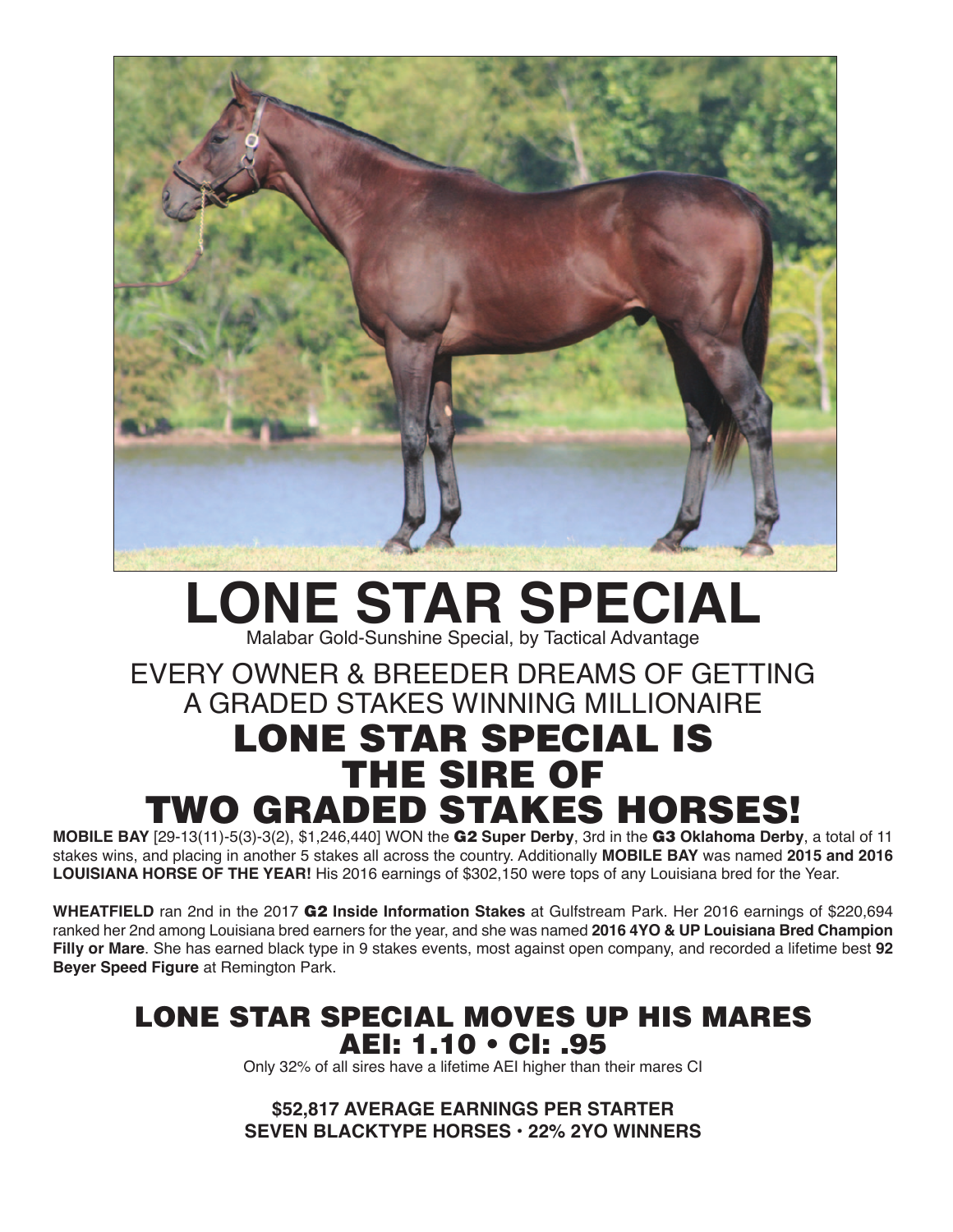# LONE STAR SPECIAL

Malabar Gold-Sunshine Special, by Tactical Advantage

## EVERY OWNER & BREEDER DREAMS OF GETTING A GRADED STAKES WINNING MILLIONAIRE

## LONE STAR SPECIAL IS THE SIRE OF TWO GRADED STAKES HORSES!

**MOBILE BAY** [29-13(11)-5(3)-3(2), $1,246,440] WON the **G2 Super Derby**, 3rd in the **G3 Oklahoma Derby**, a total of 11 stakes wins, and placing in another 5 stakes all across the country. Additionally **MOBILE BAY** was named **2015 and 2016 LOUISIANA HORSE OF THE YEAR!** His 2016 earnings of $302,150 were tops of any Louisiana bred for the Year.

**WHEATFIELD** ran 2nd in the 2017 **G2 Inside Information Stakes** at Gulfstream Park. Her 2016 earnings of $220,694 ranked her 2nd among Louisiana bred earners for the year, and she was named **2016 4YO & UP Louisiana Bred Champion Filly or Mare**. She has earned black type in 9 stakes events, most against open company, and recorded a lifetime best **92 Beyer Speed Figure** at Remington Park.

## LONE STAR SPECIAL MOVES UP HIS MARES AEI: 1.10 • CI: .95

Only 32% of all sires have a lifetime AEI higher than their mares CI

**$52,817 AVERAGE EARNINGS PER STARTER**
**SEVEN BLACKTYPE HORSES • 22% 2YO WINNERS**